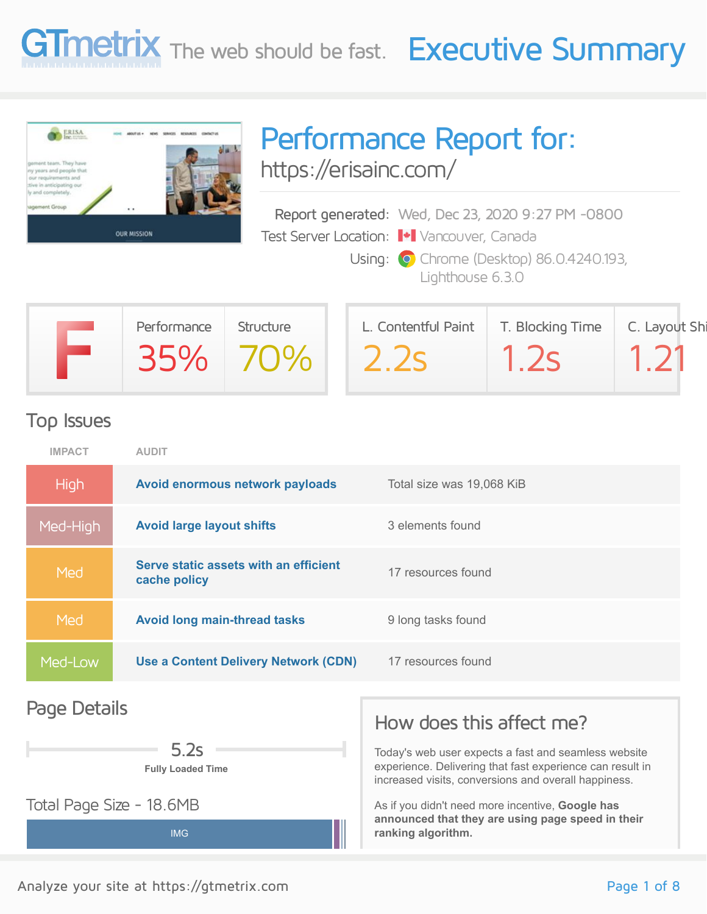# GTmetrix The web should be fast. Executive Summary

## Performance Report for:

https://erisainc.com/

Report generated: Wed, Dec 23, 2020 9:27 PM -0800
Test Server Location: Vancouver, Canada
Using: Chrome (Desktop) 86.0.4240.193, Lighthouse 6.3.0

| Grade | Performance | Structure | L. Contentful Paint | T. Blocking Time | C. Layout Shi |
|---|---|---|---|---|---|
| F | 35% | 70% | 2.2s | 1.2s | 1.21 |

## Top Issues

| IMPACT | AUDIT | |
|---|---|---|
| High | **Avoid enormous network payloads** | Total size was 19,068 KiB |
| Med-High | **Avoid large layout shifts** | 3 elements found |
| Med | **Serve static assets with an efficient cache policy** | 17 resources found |
| Med | **Avoid long main-thread tasks** | 9 long tasks found |
| Med-Low | **Use a Content Delivery Network (CDN)** | 17 resources found |

## Page Details

5.2s
**Fully Loaded Time**

Total Page Size - 18.6MB

IMG

## How does this affect me?

Today's web user expects a fast and seamless website experience. Delivering that fast experience can result in increased visits, conversions and overall happiness.

As if you didn't need more incentive, **Google has announced that they are using page speed in their ranking algorithm.**

Analyze your site at https://gtmetrix.com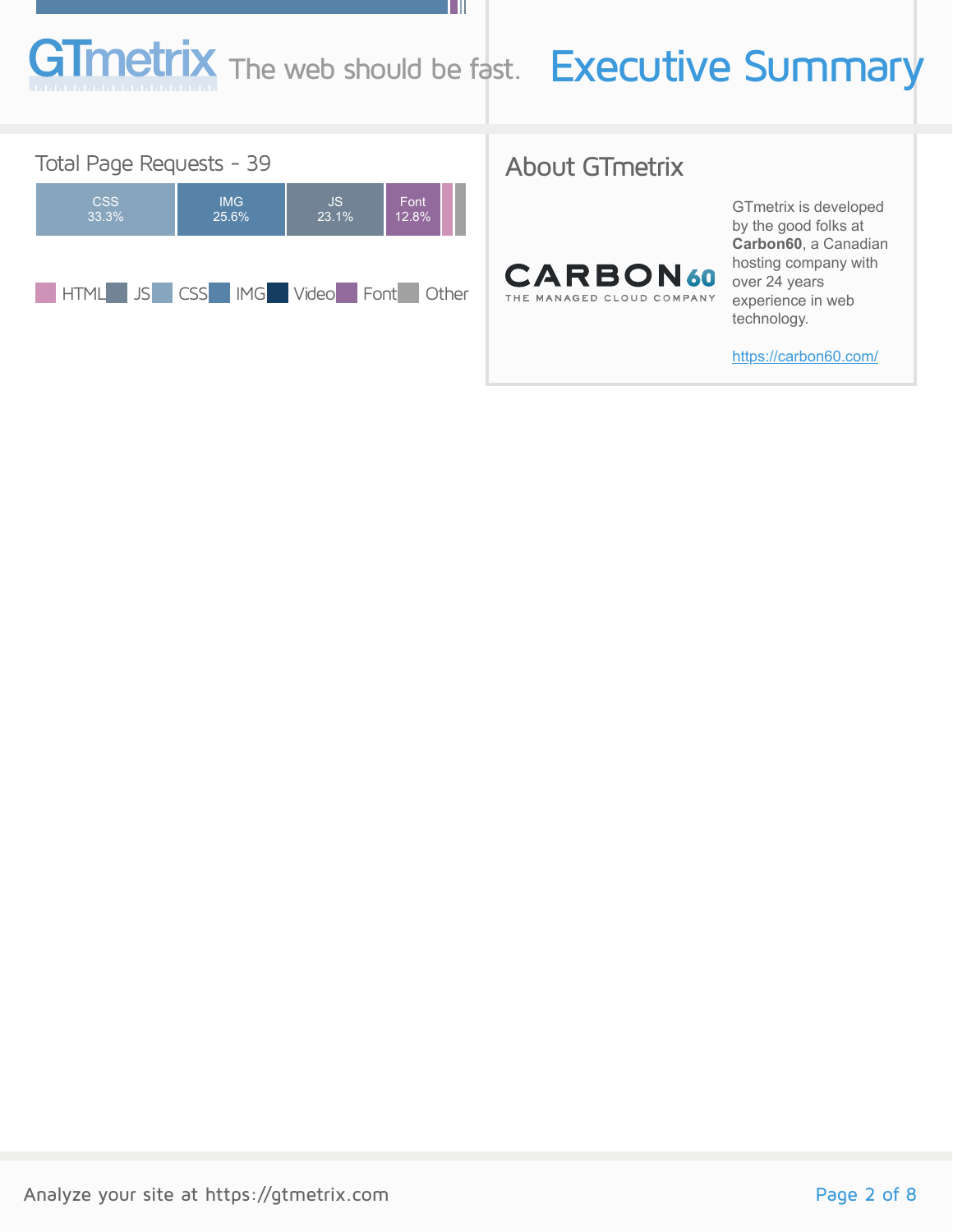# Executive Summary

GTmetrix The web should be fast.

## Total Page Requests - 39

| CSS | IMG | JS | Font |
|---|---|---|---|
| 33.3% | 25.6% | 23.1% | 12.8% |

HTML JS CSS IMG Video Font Other

## About GTmetrix

CARBON60 THE MANAGED CLOUD COMPANY

GTmetrix is developed by the good folks at **Carbon60**, a Canadian hosting company with over 24 years experience in web technology.

https://carbon60.com/

Analyze your site at https://gtmetrix.com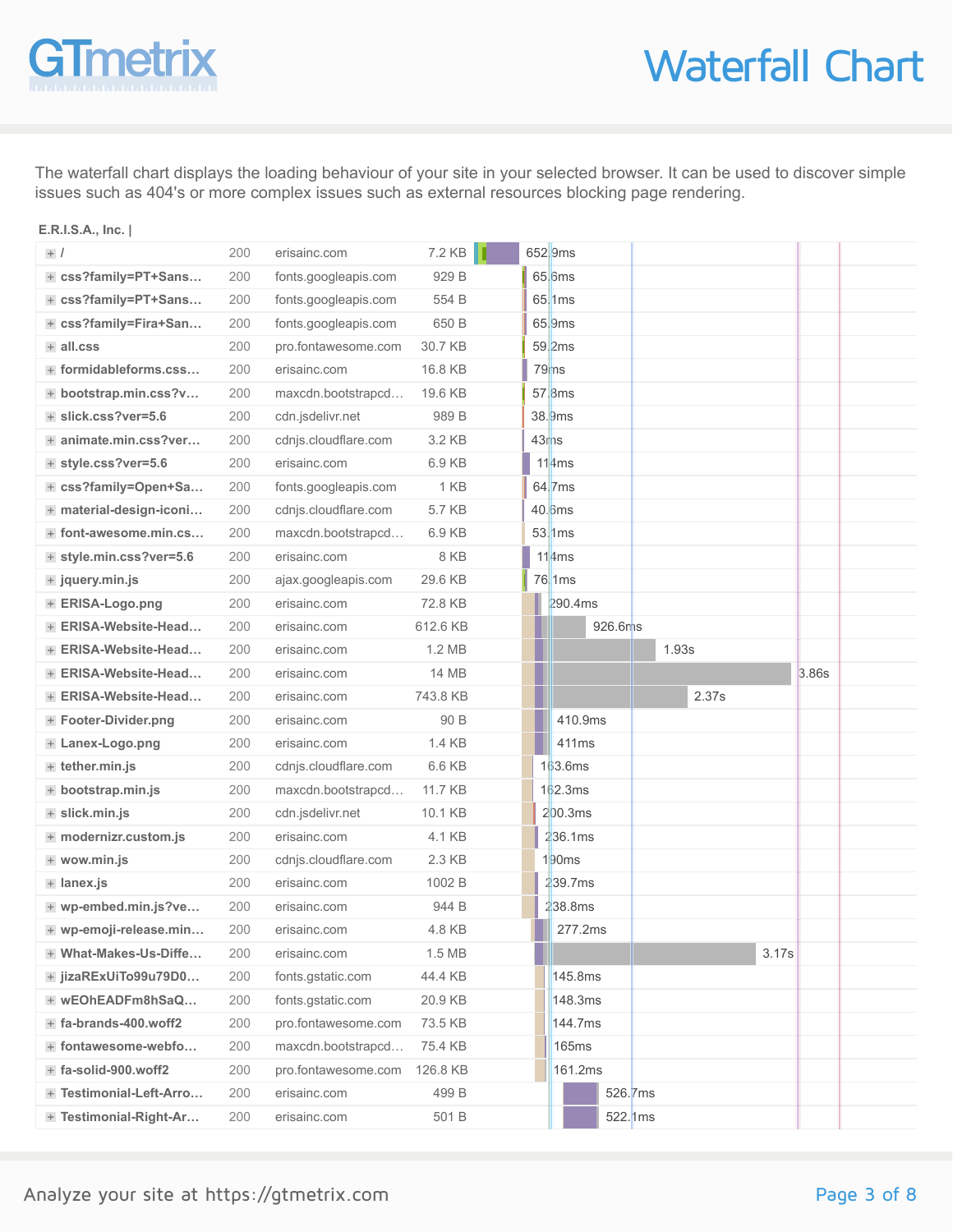# Waterfall Chart

The waterfall chart displays the loading behaviour of your site in your selected browser. It can be used to discover simple issues such as 404's or more complex issues such as external resources blocking page rendering.

**E.R.I.S.A., Inc. |**

| Resource | Status | Domain | Size | Time |
|---|---|---|---|---|
| / | 200 | erisainc.com | 7.2 KB | 652.9ms |
| css?family=PT+Sans… | 200 | fonts.googleapis.com | 929 B | 65.6ms |
| css?family=PT+Sans… | 200 | fonts.googleapis.com | 554 B | 65.1ms |
| css?family=Fira+San… | 200 | fonts.googleapis.com | 650 B | 65.9ms |
| all.css | 200 | pro.fontawesome.com | 30.7 KB | 59.2ms |
| formidableforms.css… | 200 | erisainc.com | 16.8 KB | 79ms |
| bootstrap.min.css?v… | 200 | maxcdn.bootstrapcd… | 19.6 KB | 57.8ms |
| slick.css?ver=5.6 | 200 | cdn.jsdelivr.net | 989 B | 38.9ms |
| animate.min.css?ver… | 200 | cdnjs.cloudflare.com | 3.2 KB | 43ms |
| style.css?ver=5.6 | 200 | erisainc.com | 6.9 KB | 114ms |
| css?family=Open+Sa… | 200 | fonts.googleapis.com | 1 KB | 64.7ms |
| material-design-iconi… | 200 | cdnjs.cloudflare.com | 5.7 KB | 40.6ms |
| font-awesome.min.cs… | 200 | maxcdn.bootstrapcd… | 6.9 KB | 53.1ms |
| style.min.css?ver=5.6 | 200 | erisainc.com | 8 KB | 114ms |
| jquery.min.js | 200 | ajax.googleapis.com | 29.6 KB | 76.1ms |
| ERISA-Logo.png | 200 | erisainc.com | 72.8 KB | 290.4ms |
| ERISA-Website-Head… | 200 | erisainc.com | 612.6 KB | 926.6ms |
| ERISA-Website-Head… | 200 | erisainc.com | 1.2 MB | 1.93s |
| ERISA-Website-Head… | 200 | erisainc.com | 14 MB | 3.86s |
| ERISA-Website-Head… | 200 | erisainc.com | 743.8 KB | 2.37s |
| Footer-Divider.png | 200 | erisainc.com | 90 B | 410.9ms |
| Lanex-Logo.png | 200 | erisainc.com | 1.4 KB | 411ms |
| tether.min.js | 200 | cdnjs.cloudflare.com | 6.6 KB | 163.6ms |
| bootstrap.min.js | 200 | maxcdn.bootstrapcd… | 11.7 KB | 162.3ms |
| slick.min.js | 200 | cdn.jsdelivr.net | 10.1 KB | 200.3ms |
| modernizr.custom.js | 200 | erisainc.com | 4.1 KB | 236.1ms |
| wow.min.js | 200 | cdnjs.cloudflare.com | 2.3 KB | 190ms |
| lanex.js | 200 | erisainc.com | 1002 B | 239.7ms |
| wp-embed.min.js?ve… | 200 | erisainc.com | 944 B | 238.8ms |
| wp-emoji-release.min… | 200 | erisainc.com | 4.8 KB | 277.2ms |
| What-Makes-Us-Diffe… | 200 | erisainc.com | 1.5 MB | 3.17s |
| jizaRExUiTo99u79D0… | 200 | fonts.gstatic.com | 44.4 KB | 145.8ms |
| wEOhEADFm8hSaQ… | 200 | fonts.gstatic.com | 20.9 KB | 148.3ms |
| fa-brands-400.woff2 | 200 | pro.fontawesome.com | 73.5 KB | 144.7ms |
| fontawesome-webfo… | 200 | maxcdn.bootstrapcd… | 75.4 KB | 165ms |
| fa-solid-900.woff2 | 200 | pro.fontawesome.com | 126.8 KB | 161.2ms |
| Testimonial-Left-Arro… | 200 | erisainc.com | 499 B | 526.7ms |
| Testimonial-Right-Ar… | 200 | erisainc.com | 501 B | 522.1ms |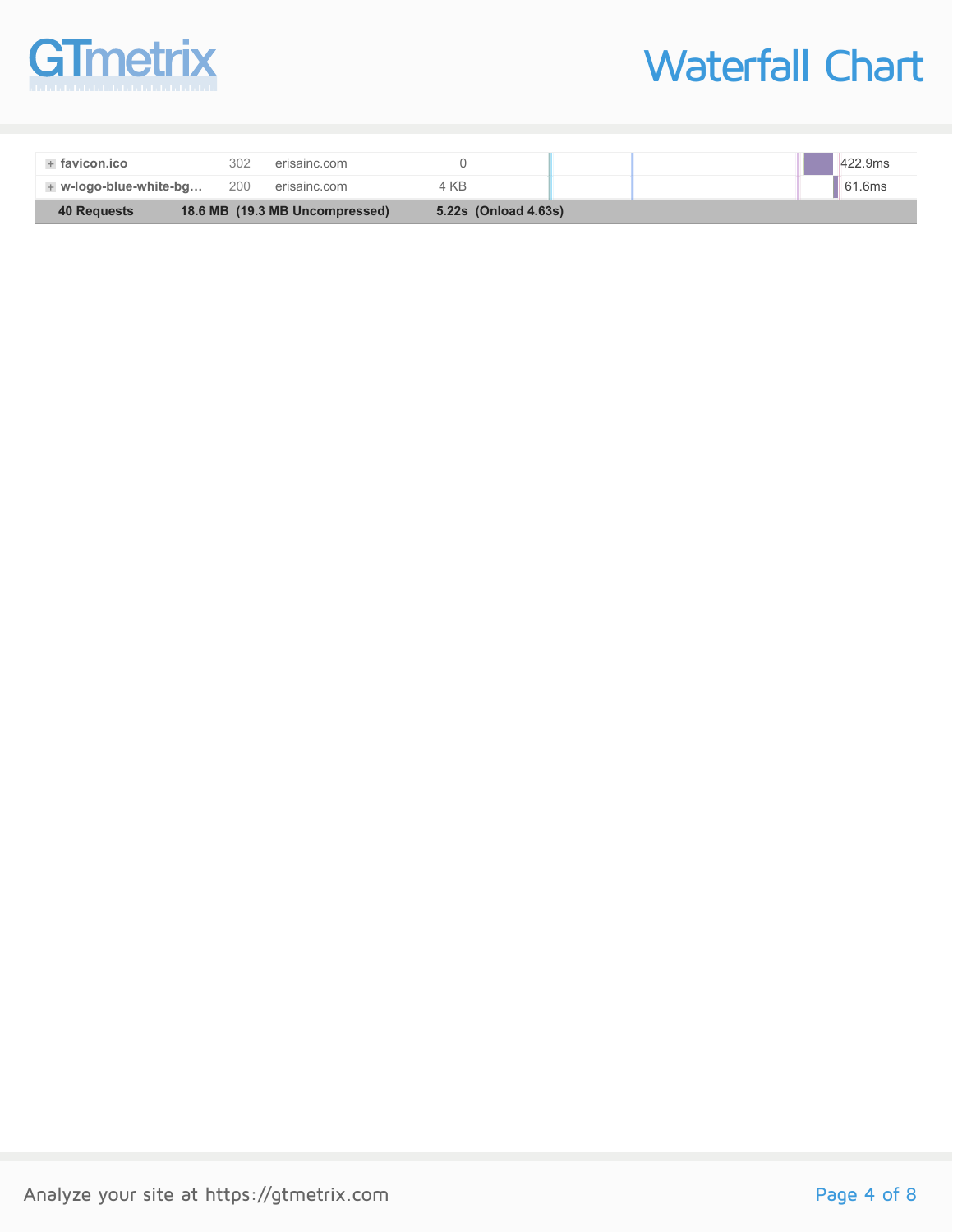# Waterfall Chart

| File | Status | Domain | Size | Time |
|---|---|---|---|---|
| favicon.ico | 302 | erisainc.com | 0 | 422.9ms |
| w-logo-blue-white-bg… | 200 | erisainc.com | 4 KB | 61.6ms |
| **40 Requests** | | **18.6 MB (19.3 MB Uncompressed)** | **5.22s (Onload 4.63s)** | |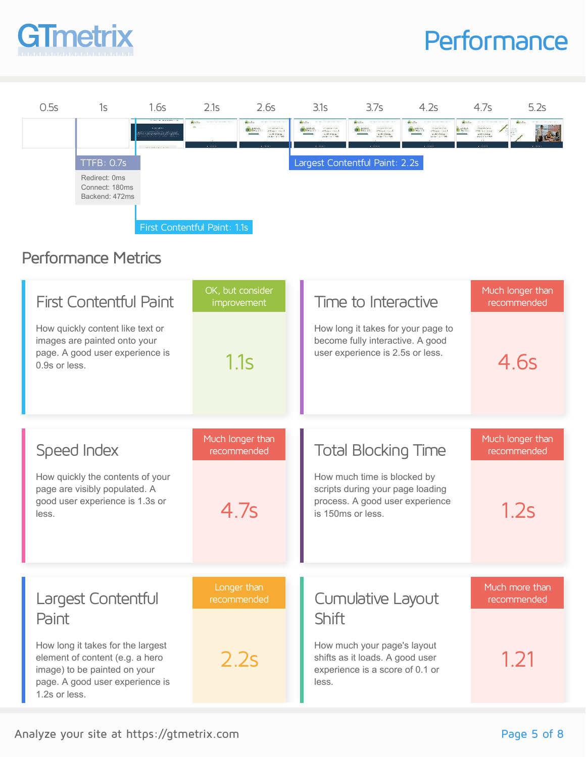# Performance

0.5s 1s 1.6s 2.1s 2.6s 3.1s 3.7s 4.2s 4.7s 5.2s

TTFB: 0.7s

Redirect: 0ms
Connect: 180ms
Backend: 472ms

Largest Contentful Paint: 2.2s

First Contentful Paint: 1.1s

## Performance Metrics

### First Contentful Paint

How quickly content like text or images are painted onto your page. A good user experience is 0.9s or less.

OK, but consider improvement

**1.1s**

### Time to Interactive

How long it takes for your page to become fully interactive. A good user experience is 2.5s or less.

Much longer than recommended

**4.6s**

### Speed Index

How quickly the contents of your page are visibly populated. A good user experience is 1.3s or less.

Much longer than recommended

**4.7s**

### Total Blocking Time

How much time is blocked by scripts during your page loading process. A good user experience is 150ms or less.

Much longer than recommended

**1.2s**

### Largest Contentful Paint

How long it takes for the largest element of content (e.g. a hero image) to be painted on your page. A good user experience is 1.2s or less.

Longer than recommended

**2.2s**

### Cumulative Layout Shift

How much your page's layout shifts as it loads. A good user experience is a score of 0.1 or less.

Much more than recommended

**1.21**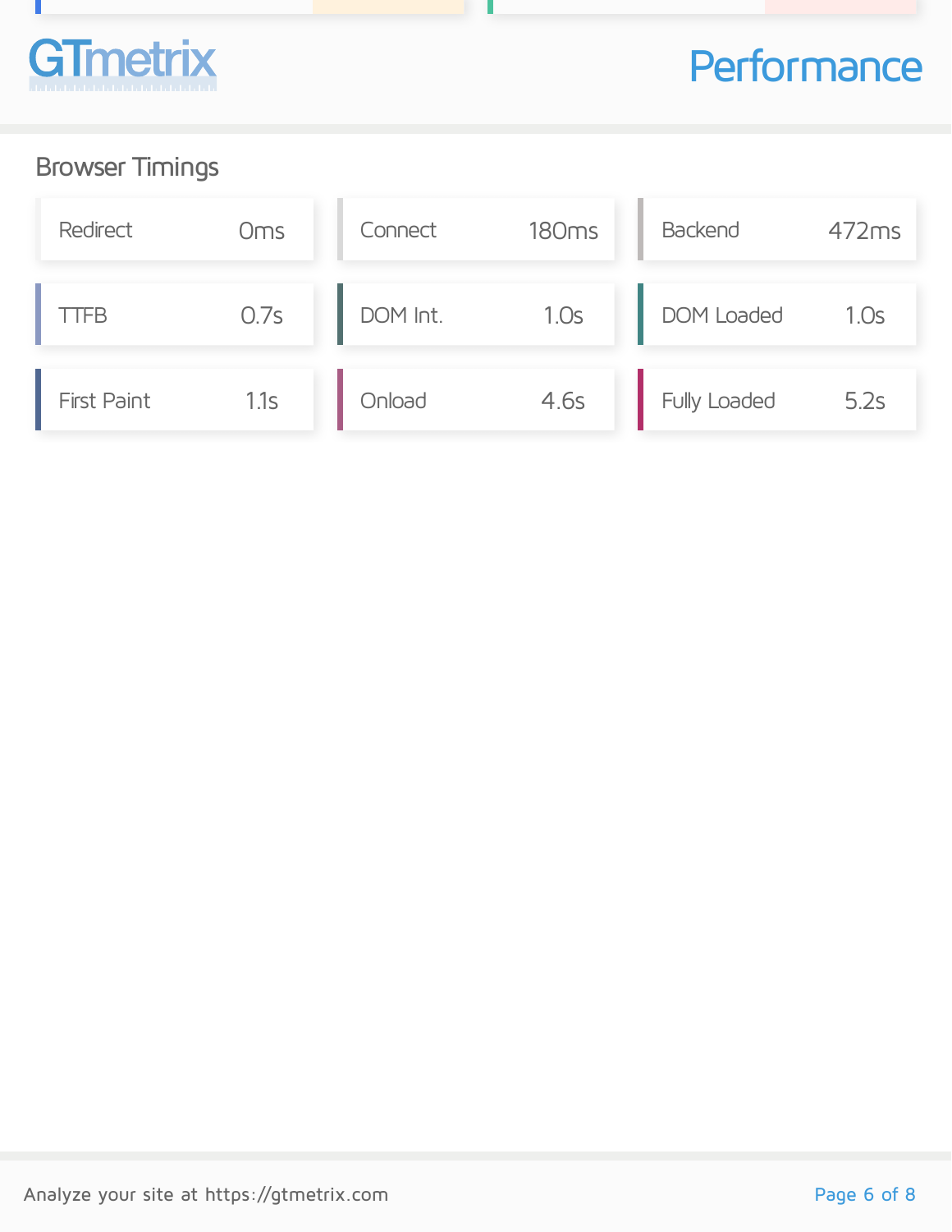# Performance

## Browser Timings

| Metric | Value |
|---|---|
| Redirect | 0ms |
| Connect | 180ms |
| Backend | 472ms |
| TTFB | 0.7s |
| DOM Int. | 1.0s |
| DOM Loaded | 1.0s |
| First Paint | 1.1s |
| Onload | 4.6s |
| Fully Loaded | 5.2s |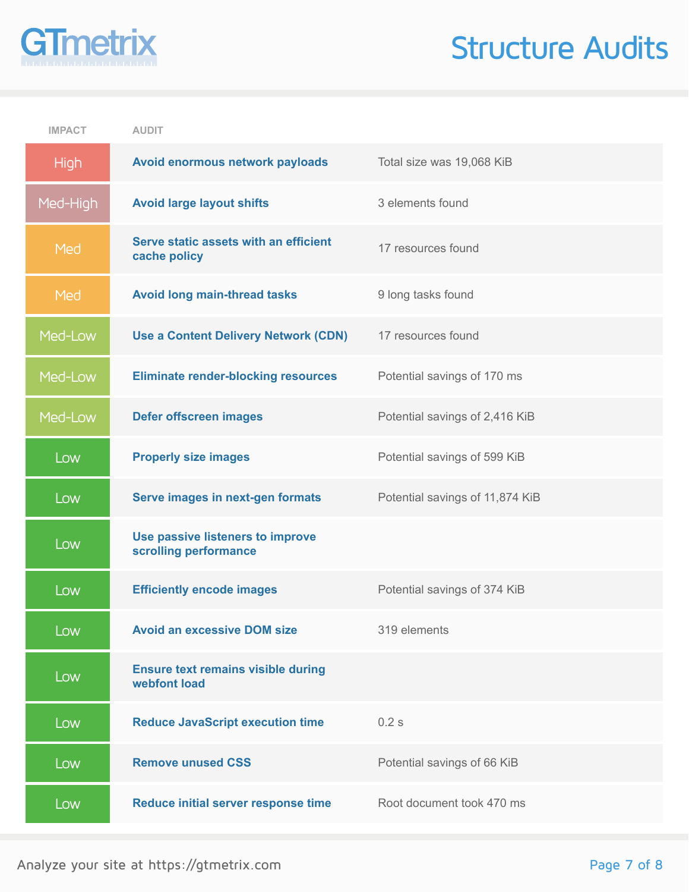# Structure Audits

| IMPACT | AUDIT | |
|---|---|---|
| High | **Avoid enormous network payloads** | Total size was 19,068 KiB |
| Med-High | **Avoid large layout shifts** | 3 elements found |
| Med | **Serve static assets with an efficient cache policy** | 17 resources found |
| Med | **Avoid long main-thread tasks** | 9 long tasks found |
| Med-Low | **Use a Content Delivery Network (CDN)** | 17 resources found |
| Med-Low | **Eliminate render-blocking resources** | Potential savings of 170 ms |
| Med-Low | **Defer offscreen images** | Potential savings of 2,416 KiB |
| Low | **Properly size images** | Potential savings of 599 KiB |
| Low | **Serve images in next-gen formats** | Potential savings of 11,874 KiB |
| Low | **Use passive listeners to improve scrolling performance** | |
| Low | **Efficiently encode images** | Potential savings of 374 KiB |
| Low | **Avoid an excessive DOM size** | 319 elements |
| Low | **Ensure text remains visible during webfont load** | |
| Low | **Reduce JavaScript execution time** | 0.2 s |
| Low | **Remove unused CSS** | Potential savings of 66 KiB |
| Low | **Reduce initial server response time** | Root document took 470 ms |

Analyze your site at https://gtmetrix.com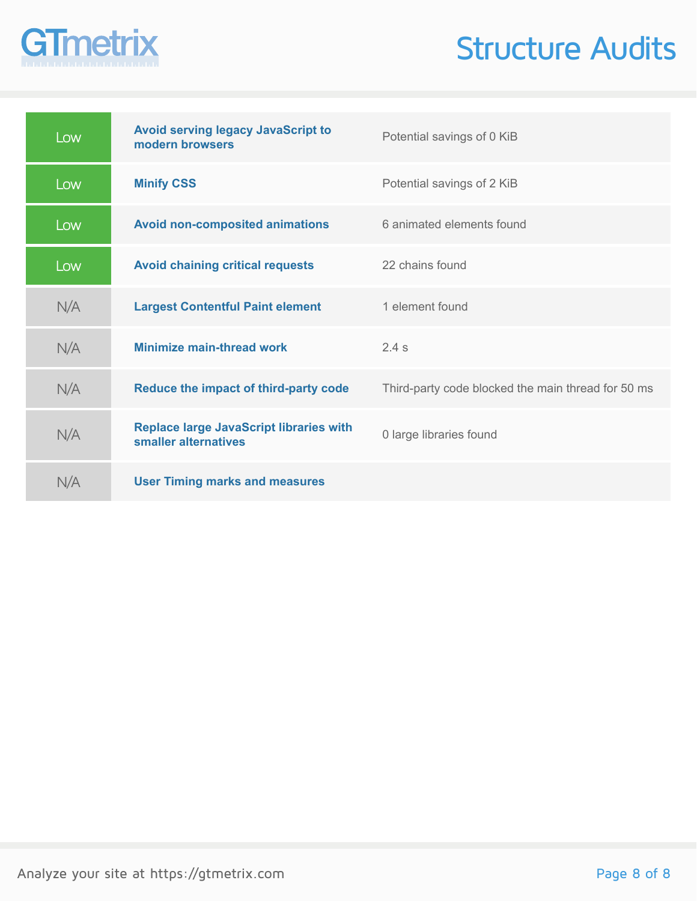# Structure Audits

| | | |
|---|---|---|
| Low | **Avoid serving legacy JavaScript to modern browsers** | Potential savings of 0 KiB |
| Low | **Minify CSS** | Potential savings of 2 KiB |
| Low | **Avoid non-composited animations** | 6 animated elements found |
| Low | **Avoid chaining critical requests** | 22 chains found |
| N/A | **Largest Contentful Paint element** | 1 element found |
| N/A | **Minimize main-thread work** | 2.4 s |
| N/A | **Reduce the impact of third-party code** | Third-party code blocked the main thread for 50 ms |
| N/A | **Replace large JavaScript libraries with smaller alternatives** | 0 large libraries found |
| N/A | **User Timing marks and measures** | |

Analyze your site at https://gtmetrix.com